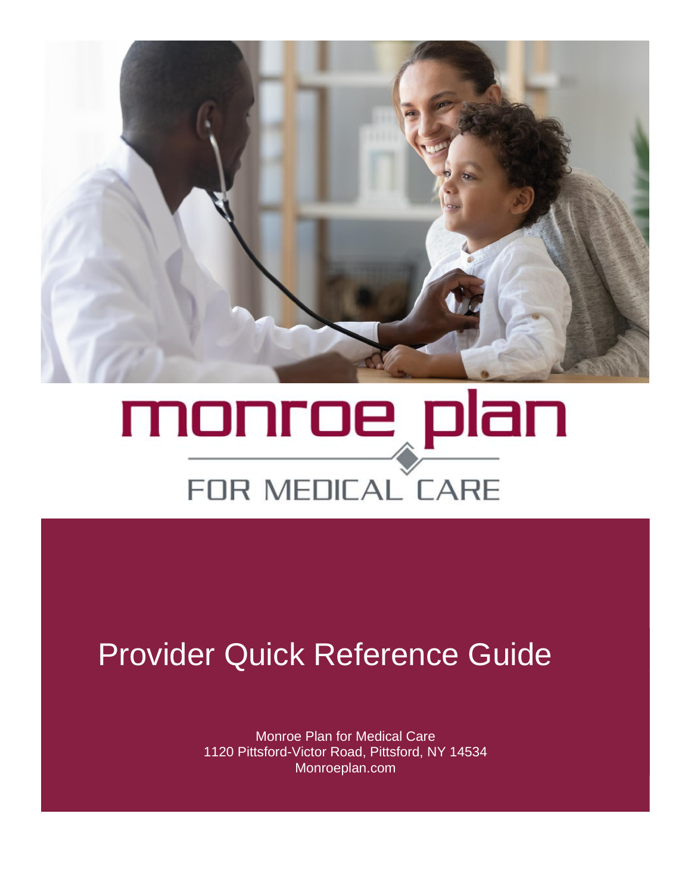# monroe plan

## FOR MEDICAL CARE

# Provider Quick Reference Guide

Monroe Plan for Medical Care
1120 Pittsford-Victor Road, Pittsford, NY 14534
Monroeplan.com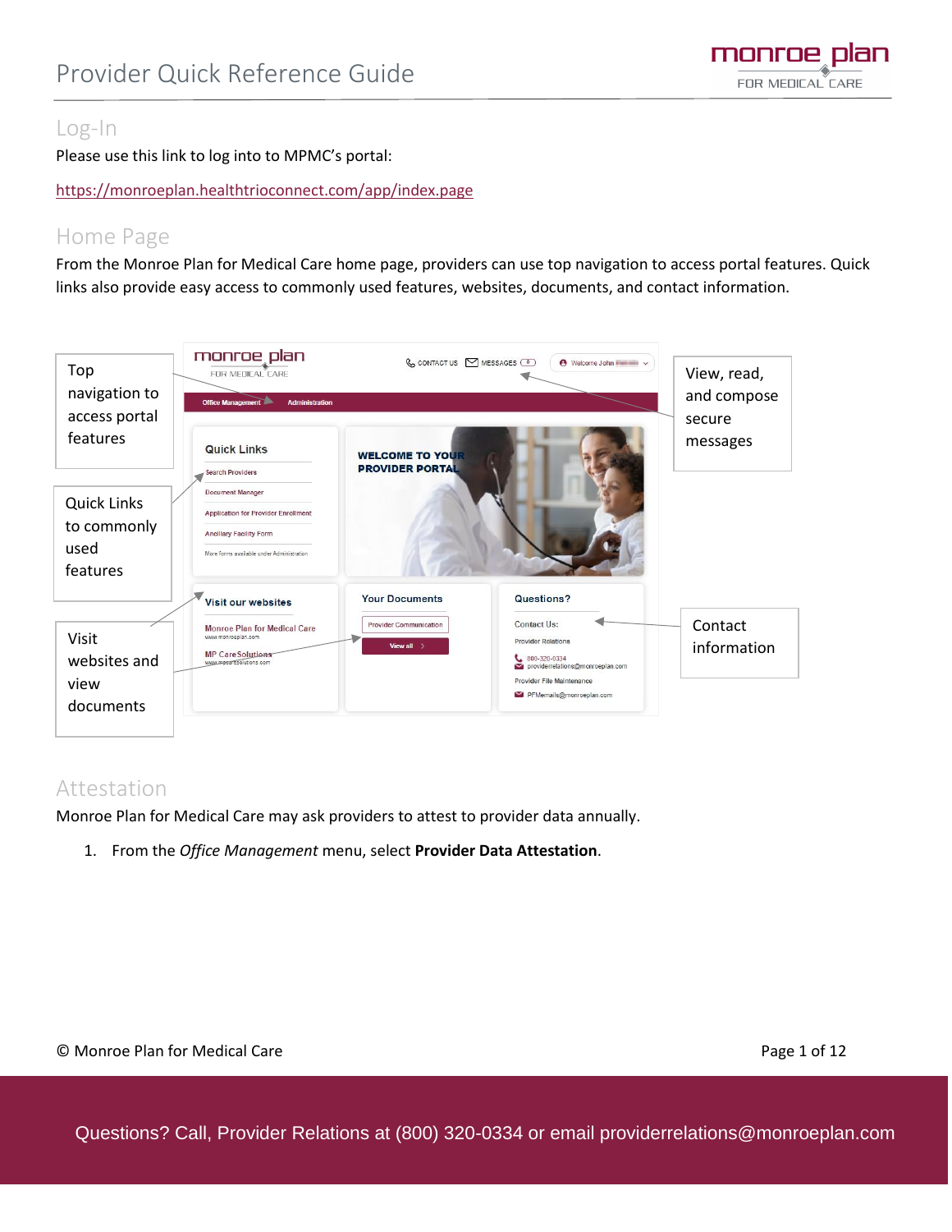# Provider Quick Reference Guide

## Log-In

Please use this link to log into to MPMC's portal:

https://monroeplan.healthtrioconnect.com/app/index.page

## Home Page

From the Monroe Plan for Medical Care home page, providers can use top navigation to access portal features. Quick links also provide easy access to commonly used features, websites, documents, and contact information.

Top navigation to access portal features

Quick Links to commonly used features

Visit websites and view documents

View, read, and compose secure messages

Contact information

## Attestation

Monroe Plan for Medical Care may ask providers to attest to provider data annually.

1. From the *Office Management* menu, select **Provider Data Attestation**.

© Monroe Plan for Medical Care

Questions? Call, Provider Relations at (800) 320-0334 or email providerrelations@monroeplan.com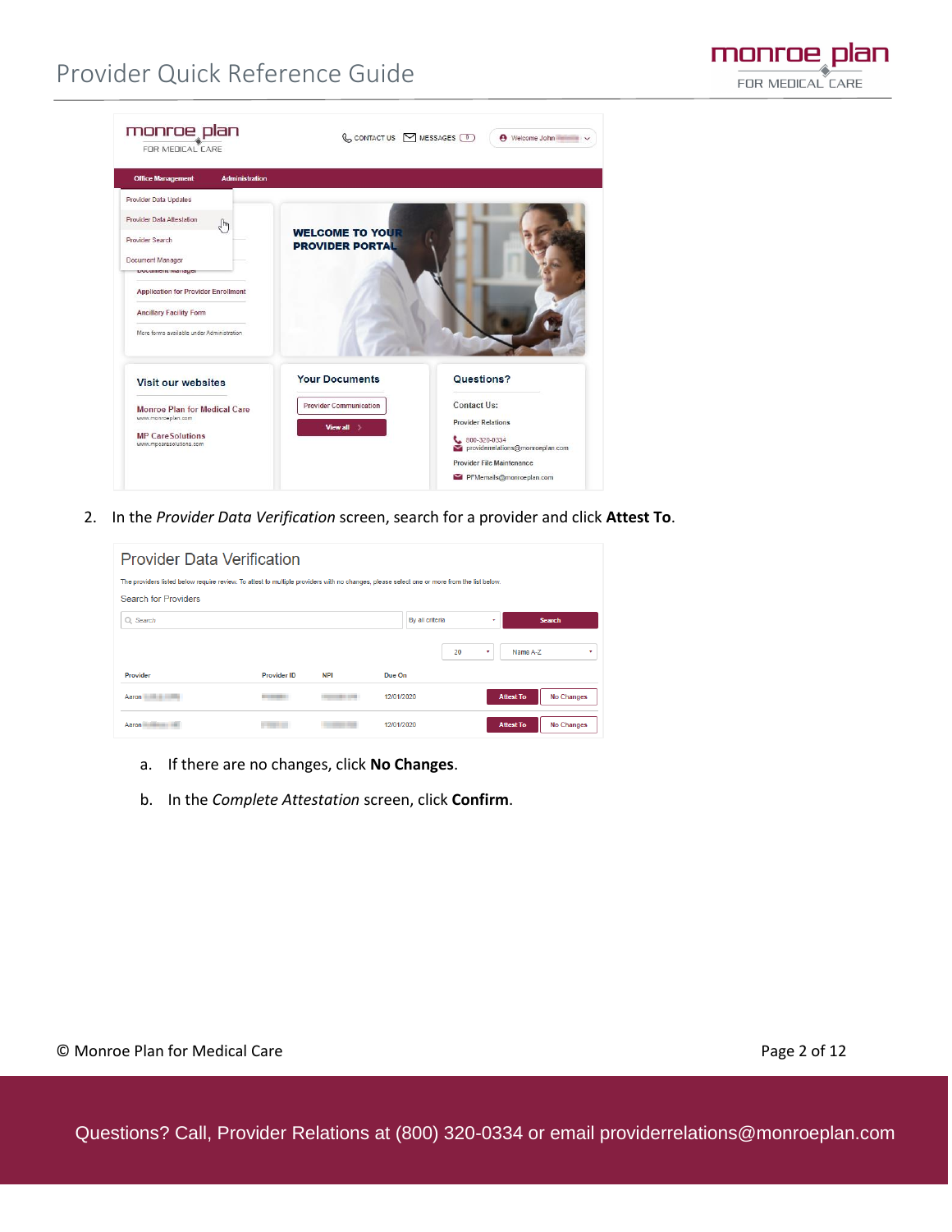2. In the *Provider Data Verification* screen, search for a provider and click **Attest To**.

    a. If there are no changes, click **No Changes**.

    b. In the *Complete Attestation* screen, click **Confirm**.

Questions? Call, Provider Relations at (800) 320-0334 or email providerrelations@monroeplan.com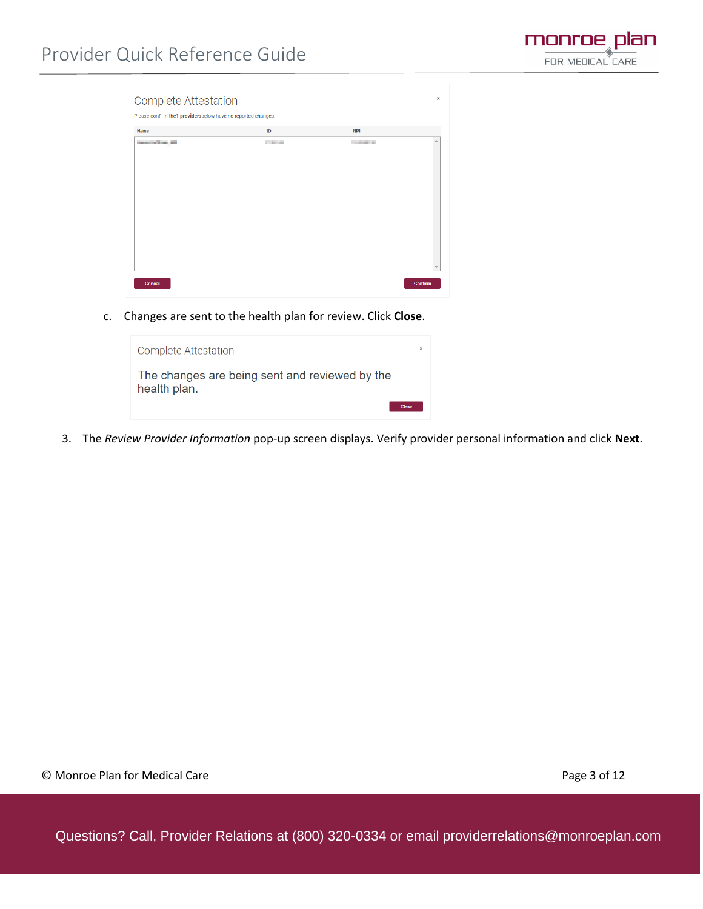Complete Attestation

Please confirm the 1 providers below have no reported changes.

| Name | ID | NPI |
| --- | --- | --- |

Cancel | Confirm

c. Changes are sent to the health plan for review. Click **Close**.

Complete Attestation

The changes are being sent and reviewed by the health plan.

Close

3. The *Review Provider Information* pop-up screen displays. Verify provider personal information and click **Next**.

Questions? Call, Provider Relations at (800) 320-0334 or email providerrelations@monroeplan.com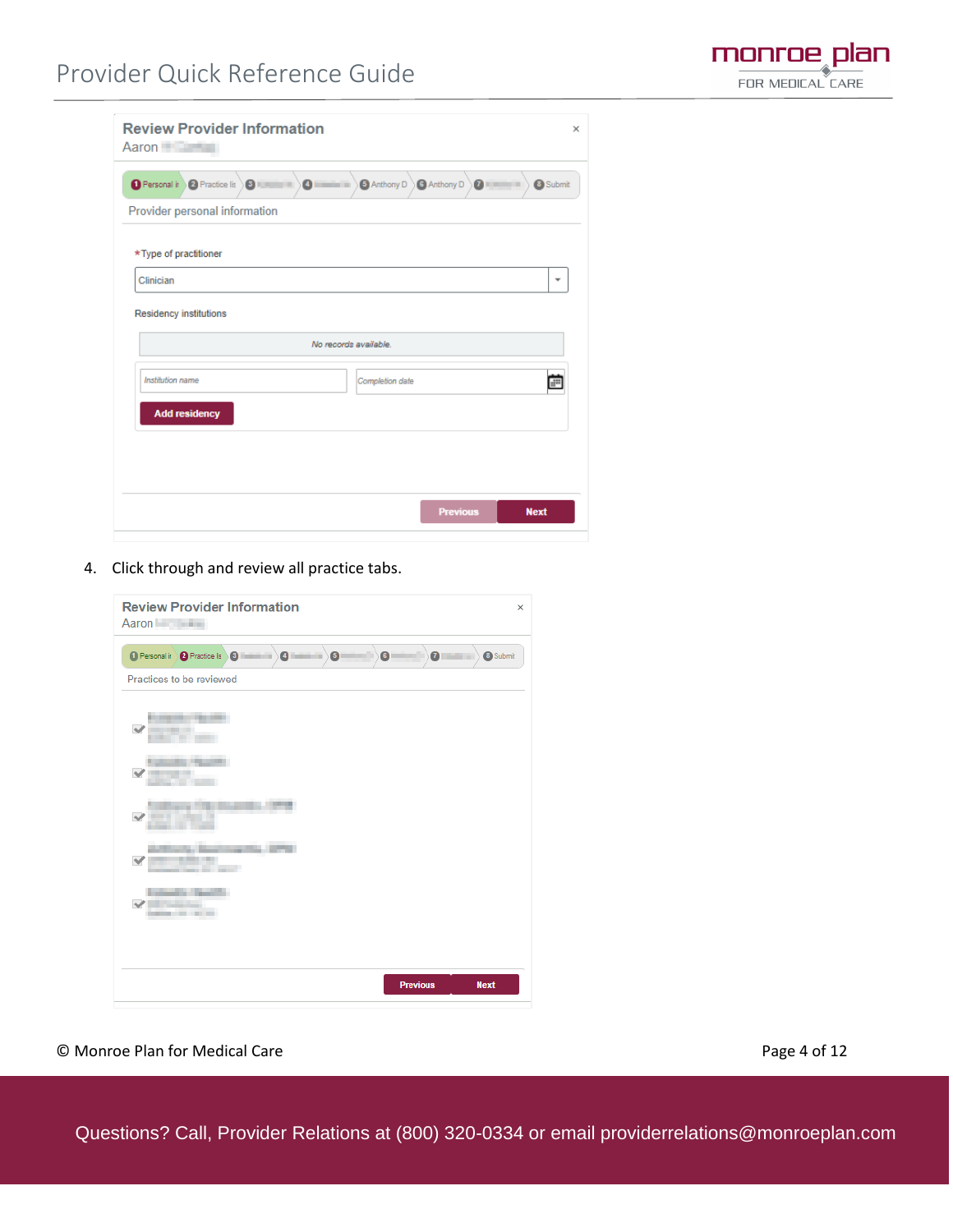**Review Provider Information**

Aaron

Provider personal information

*Type of practitioner

Clinician

Residency institutions

No records available.

Institution name

Completion date

Add residency

Previous

Next

4. Click through and review all practice tabs.

**Review Provider Information**

Aaron

Practices to be reviewed

Previous

Next

© Monroe Plan for Medical Care

Questions? Call, Provider Relations at (800) 320-0334 or email providerrelations@monroeplan.com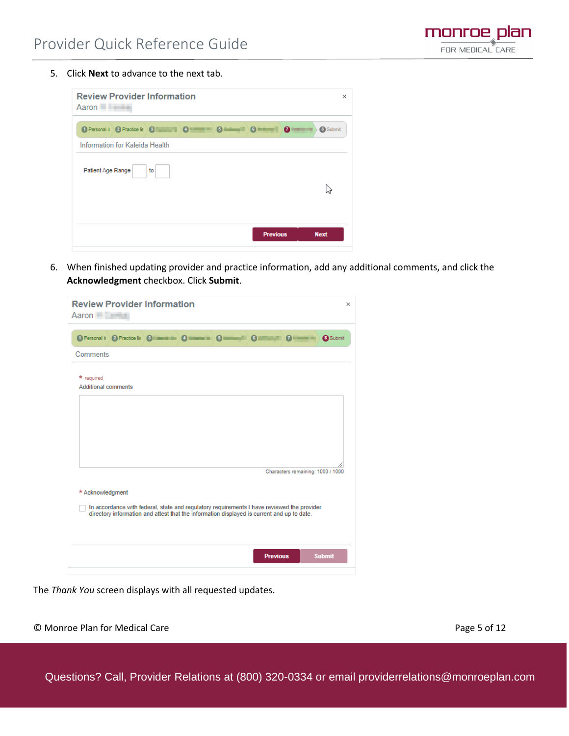5. Click **Next** to advance to the next tab.

Review Provider Information

Aaron

Information for Kaleida Health

Patient Age Range to

Previous Next

6. When finished updating provider and practice information, add any additional comments, and click the **Acknowledgment** checkbox. Click **Submit**.

Review Provider Information

Aaron

Comments

* required

Additional comments

Characters remaining: 1000 / 1000

* Acknowledgment

In accordance with federal, state and regulatory requirements I have reviewed the provider directory information and attest that the information displayed is current and up to date.

Previous Submit

The *Thank You* screen displays with all requested updates.

© Monroe Plan for Medical Care

Questions? Call, Provider Relations at (800) 320-0334 or email providerrelations@monroeplan.com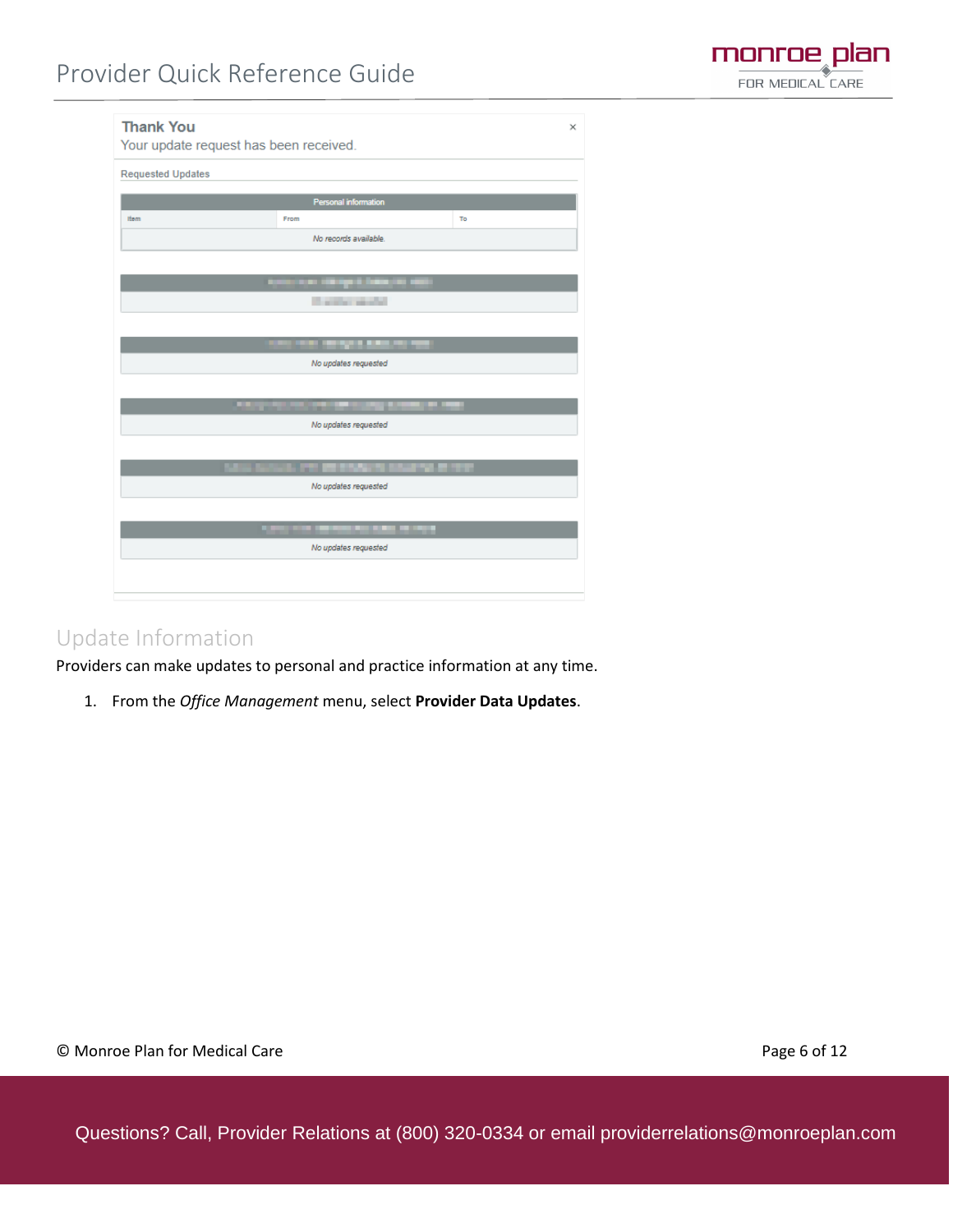**Thank You**

Your update request has been received.

Requested Updates

| Personal information | | |
|---|---|---|
| Item | From | To |
| No records available. | | |

No updates requested

No updates requested

No updates requested

No updates requested

## Update Information

Providers can make updates to personal and practice information at any time.

1. From the *Office Management* menu, select **Provider Data Updates**.

Questions? Call, Provider Relations at (800) 320-0334 or email providerrelations@monroeplan.com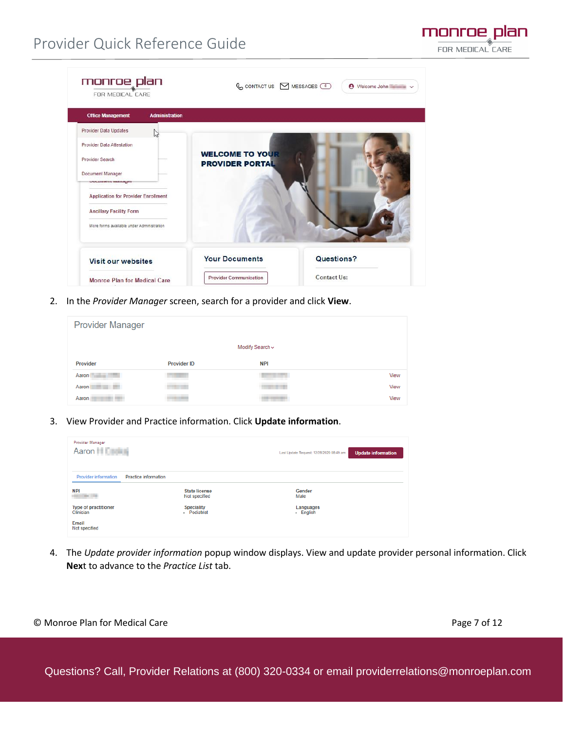2. In the *Provider Manager* screen, search for a provider and click **View**.

3. View Provider and Practice information. Click **Update information**.

4. The *Update provider information* popup window displays. View and update provider personal information. Click **Next** to advance to the *Practice List* tab.

Questions? Call, Provider Relations at (800) 320-0334 or email providerrelations@monroeplan.com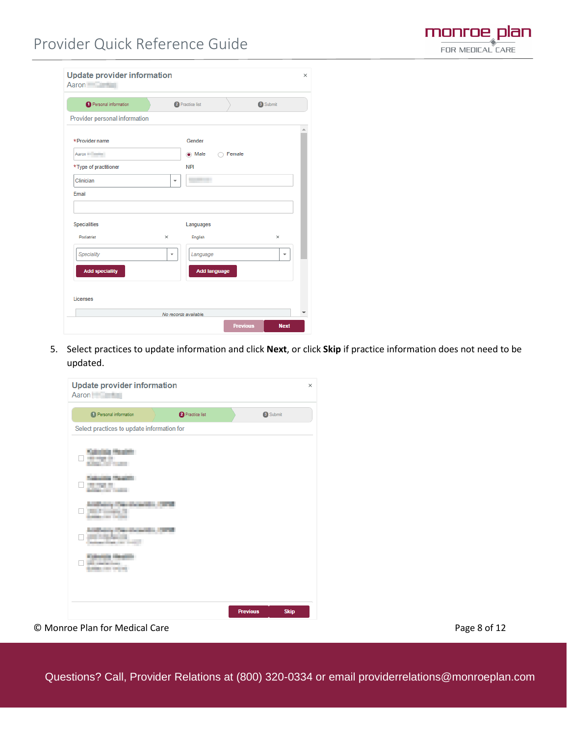**Update provider information**
Aaron

1 Personal information | 2 Practice list | 3 Submit

Provider personal information

*Provider name: Aaron
Gender: Male / Female
*Type of practitioner: Clinician
NPI
Email
Specialities: Podiatrist
Languages: English
Add speciality
Add language
Licenses
No records available

Previous | Next

5. Select practices to update information and click **Next**, or click **Skip** if practice information does not need to be updated.

**Update provider information**
Aaron

1 Personal information | 2 Practice list | 3 Submit

Select practices to update information for

Previous | Skip

Questions? Call, Provider Relations at (800) 320-0334 or email providerrelations@monroeplan.com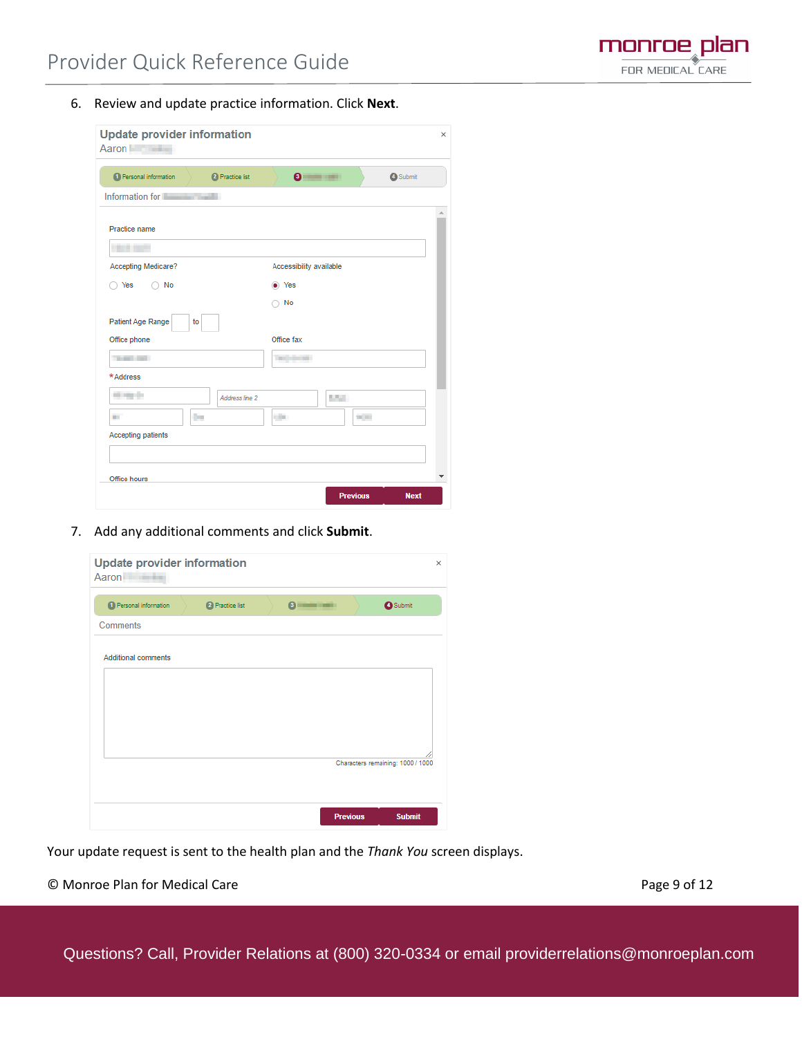6. Review and update practice information. Click **Next**.

7. Add any additional comments and click **Submit**.

Your update request is sent to the health plan and the *Thank You* screen displays.

Questions? Call, Provider Relations at (800) 320-0334 or email providerrelations@monroeplan.com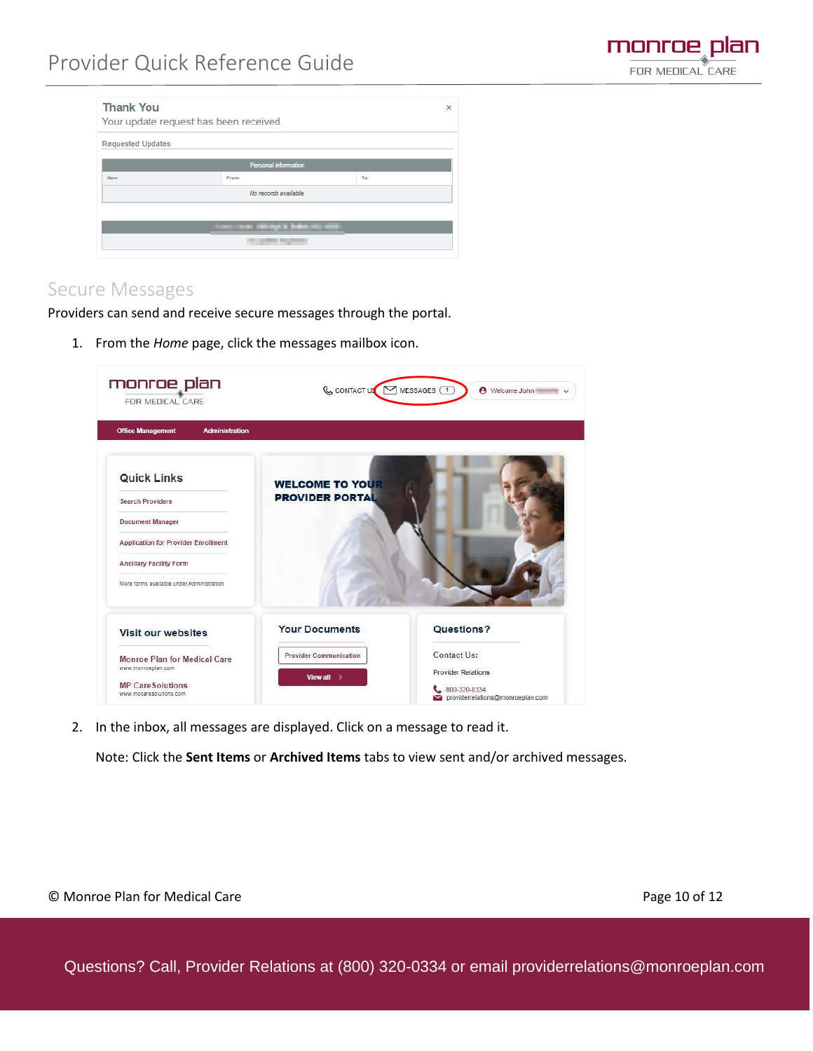## Secure Messages

Providers can send and receive secure messages through the portal.

1. From the *Home* page, click the messages mailbox icon.

2. In the inbox, all messages are displayed. Click on a message to read it.

   Note: Click the **Sent Items** or **Archived Items** tabs to view sent and/or archived messages.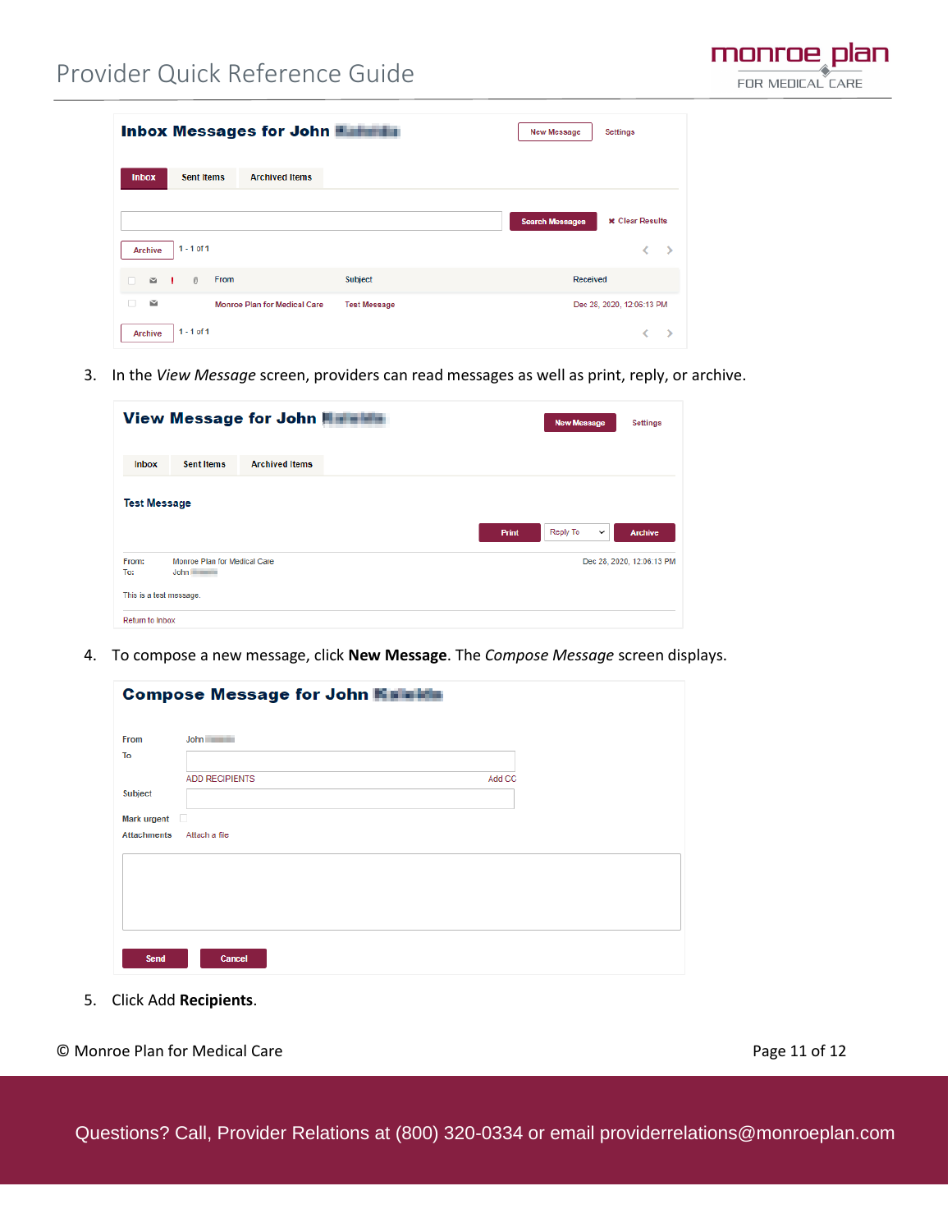**Inbox Messages for John**

New Message | Settings

Inbox | Sent Items | Archived Items

Search Messages | ✖ Clear Results

Archive | 1 - 1 of 1

| | | ! | | From | Subject | Received |
|---|---|---|---|---|---|---|
| | | | | Monroe Plan for Medical Care | Test Message | Dec 28, 2020, 12:06:13 PM |

Archive | 1 - 1 of 1

3. In the *View Message* screen, providers can read messages as well as print, reply, or archive.

**View Message for John**

New Message | Settings

Inbox | Sent Items | Archived Items

**Test Message**

Print | Reply To | Archive

From: Monroe Plan for Medical Care — Dec 28, 2020, 12:06:13 PM

To: John

This is a test message.

Return to Inbox

4. To compose a new message, click **New Message**. The *Compose Message* screen displays.

**Compose Message for John**

From: John

To:

ADD RECIPIENTS | Add CC

Subject:

Mark urgent

Attachments: Attach a file

Send | Cancel

5. Click Add **Recipients**.

© Monroe Plan for Medical Care

Questions? Call, Provider Relations at (800) 320-0334 or email providerrelations@monroeplan.com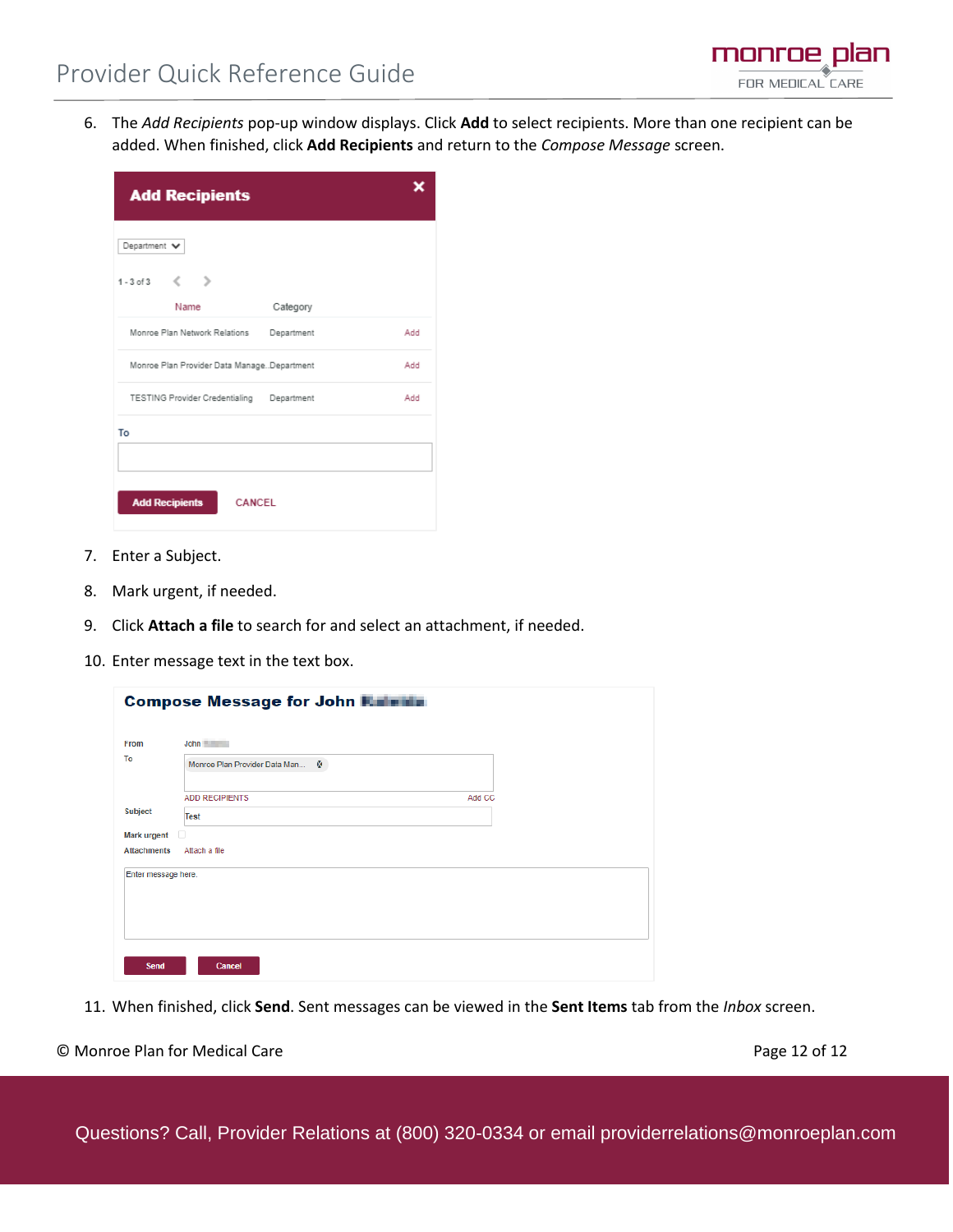6. The *Add Recipients* pop-up window displays. Click **Add** to select recipients. More than one recipient can be added. When finished, click **Add Recipients** and return to the *Compose Message* screen.

**Add Recipients**

Department

1 - 3 of 3

| Name | Category | |
|---|---|---|
| Monroe Plan Network Relations | Department | Add |
| Monroe Plan Provider Data Manage... | Department | Add |
| TESTING Provider Credentialing | Department | Add |

To

Add Recipients CANCEL

7. Enter a Subject.
8. Mark urgent, if needed.
9. Click **Attach a file** to search for and select an attachment, if needed.
10. Enter message text in the text box.

**Compose Message for John**

From: John

To: Monroe Plan Provider Data Man...

ADD RECIPIENTS Add CC

Subject: Test

Mark urgent

Attachments: Attach a file

Enter message here.

Send Cancel

11. When finished, click **Send**. Sent messages can be viewed in the **Sent Items** tab from the *Inbox* screen.

© Monroe Plan for Medical Care

Questions? Call, Provider Relations at (800) 320-0334 or email providerrelations@monroeplan.com